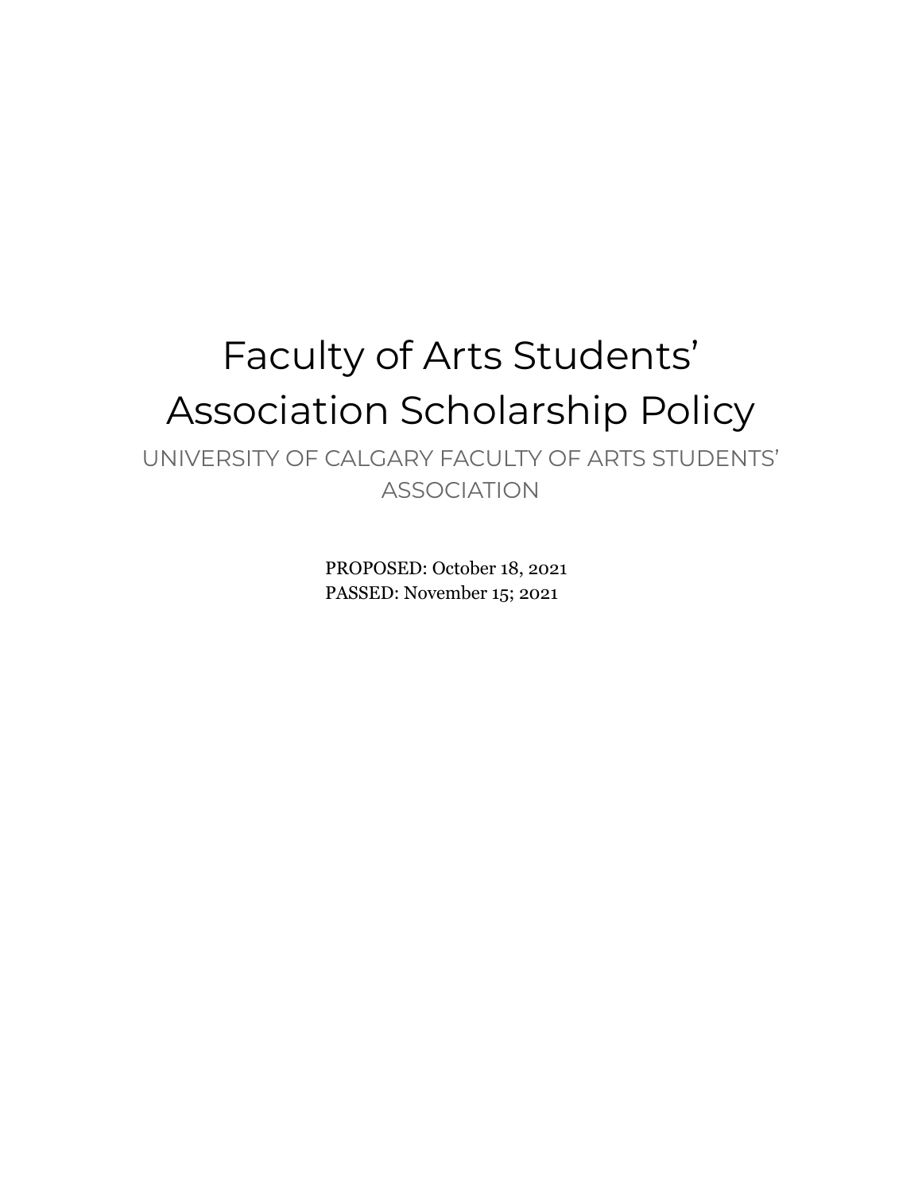# Faculty of Arts Students' Association Scholarship Policy

UNIVERSITY OF CALGARY FACULTY OF ARTS STUDENTS' ASSOCIATION

PROPOSED: October 18, 2021
PASSED: November 15; 2021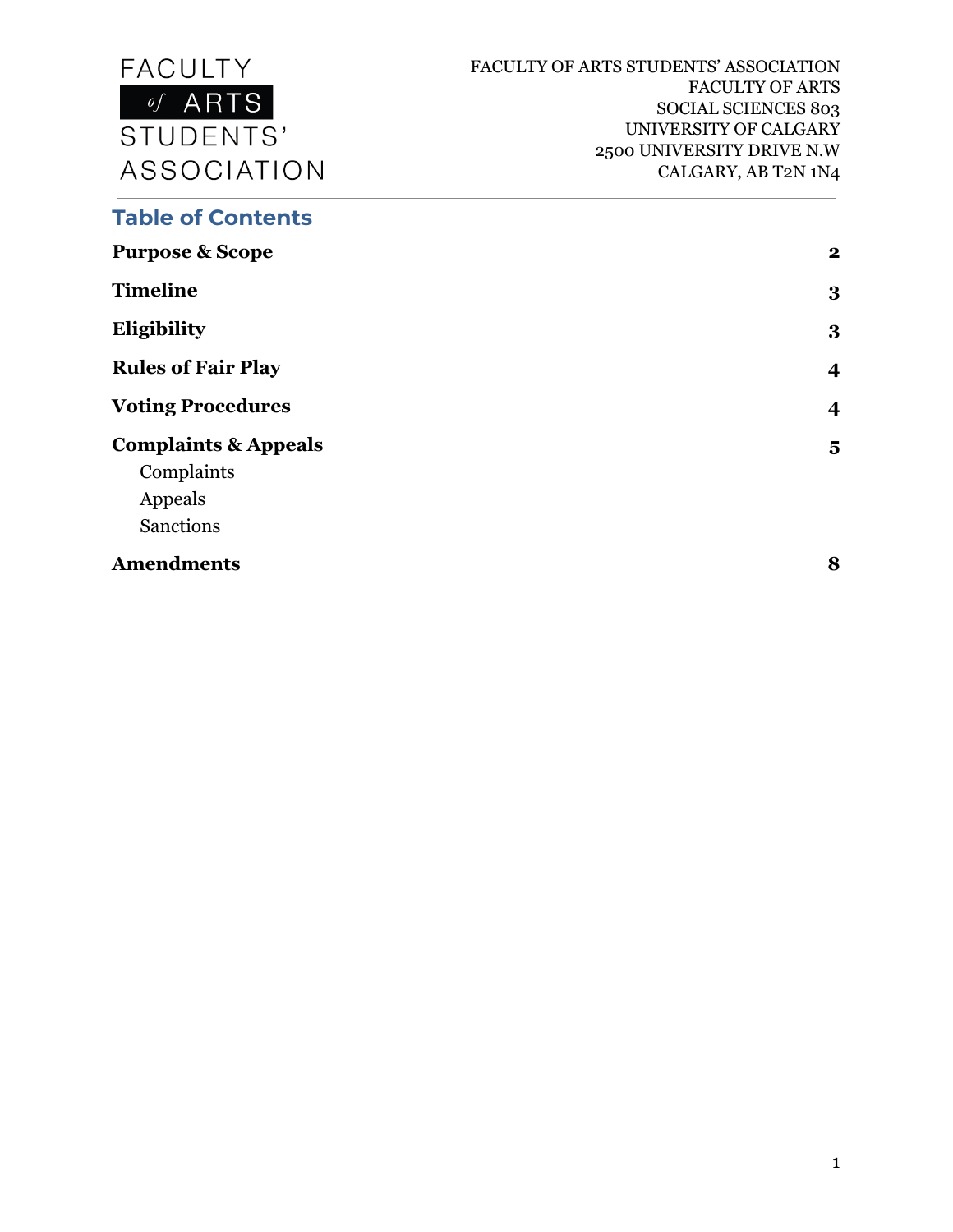FACULTY of ARTS STUDENTS' ASSOCIATION

FACULTY OF ARTS STUDENTS' ASSOCIATION
FACULTY OF ARTS
SOCIAL SCIENCES 803
UNIVERSITY OF CALGARY
2500 UNIVERSITY DRIVE N.W
CALGARY, AB T2N 1N4

## Table of Contents

| | |
|---|---|
| **Purpose & Scope** | **2** |
| **Timeline** | **3** |
| **Eligibility** | **3** |
| **Rules of Fair Play** | **4** |
| **Voting Procedures** | **4** |
| **Complaints & Appeals** | **5** |
| Complaints | |
| Appeals | |
| Sanctions | |
| **Amendments** | **8** |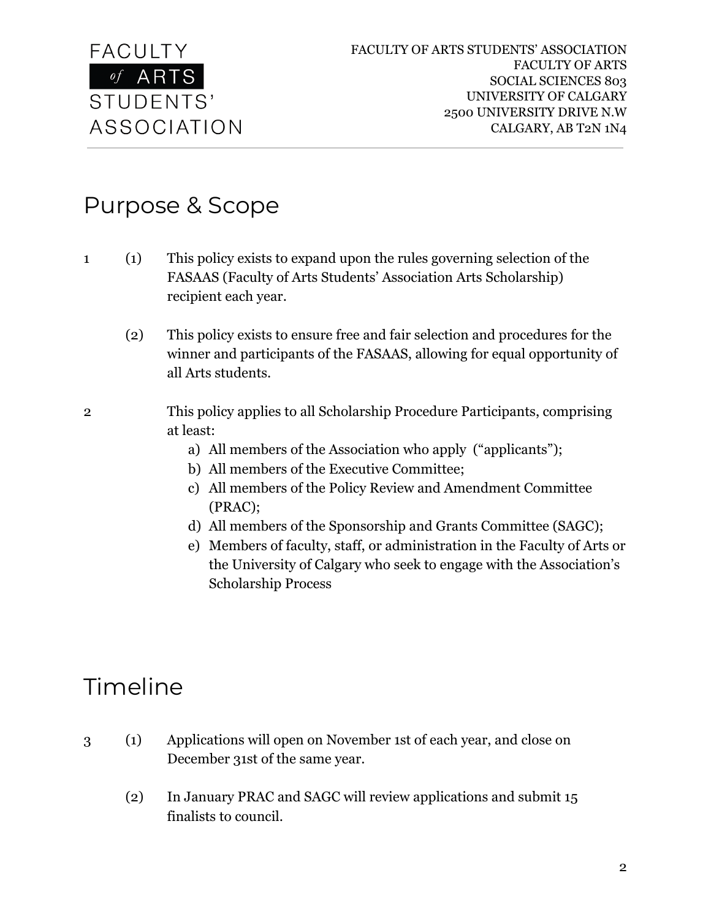## Purpose & Scope

1 (1) This policy exists to expand upon the rules governing selection of the FASAAS (Faculty of Arts Students' Association Arts Scholarship) recipient each year.

(2) This policy exists to ensure free and fair selection and procedures for the winner and participants of the FASAAS, allowing for equal opportunity of all Arts students.

2 This policy applies to all Scholarship Procedure Participants, comprising at least:

a) All members of the Association who apply ("applicants");
b) All members of the Executive Committee;
c) All members of the Policy Review and Amendment Committee (PRAC);
d) All members of the Sponsorship and Grants Committee (SAGC);
e) Members of faculty, staff, or administration in the Faculty of Arts or the University of Calgary who seek to engage with the Association's Scholarship Process

## Timeline

3 (1) Applications will open on November 1st of each year, and close on December 31st of the same year.

(2) In January PRAC and SAGC will review applications and submit 15 finalists to council.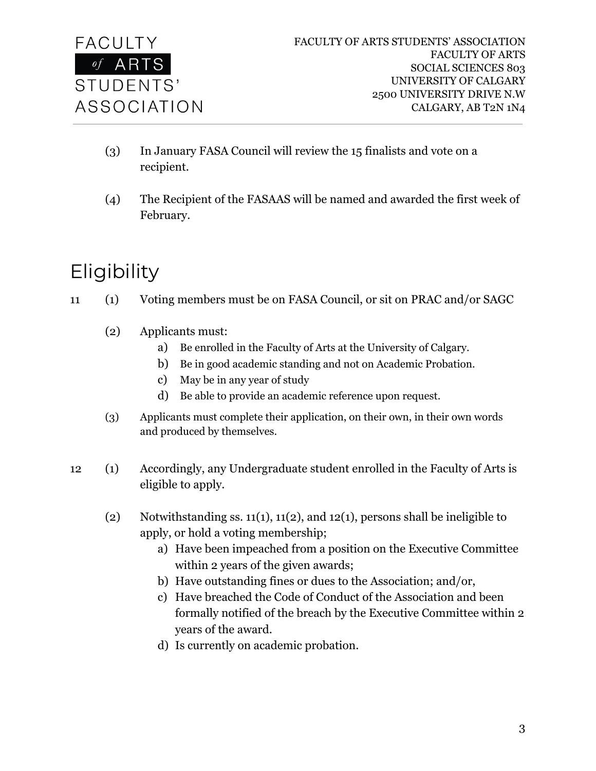(3) In January FASA Council will review the 15 finalists and vote on a recipient.

(4) The Recipient of the FASAAS will be named and awarded the first week of February.

# Eligibility

11 (1) Voting members must be on FASA Council, or sit on PRAC and/or SAGC

(2) Applicants must:

a) Be enrolled in the Faculty of Arts at the University of Calgary.
b) Be in good academic standing and not on Academic Probation.
c) May be in any year of study
d) Be able to provide an academic reference upon request.

(3) Applicants must complete their application, on their own, in their own words and produced by themselves.

12 (1) Accordingly, any Undergraduate student enrolled in the Faculty of Arts is eligible to apply.

(2) Notwithstanding ss. 11(1), 11(2), and 12(1), persons shall be ineligible to apply, or hold a voting membership;

a) Have been impeached from a position on the Executive Committee within 2 years of the given awards;
b) Have outstanding fines or dues to the Association; and/or,
c) Have breached the Code of Conduct of the Association and been formally notified of the breach by the Executive Committee within 2 years of the award.
d) Is currently on academic probation.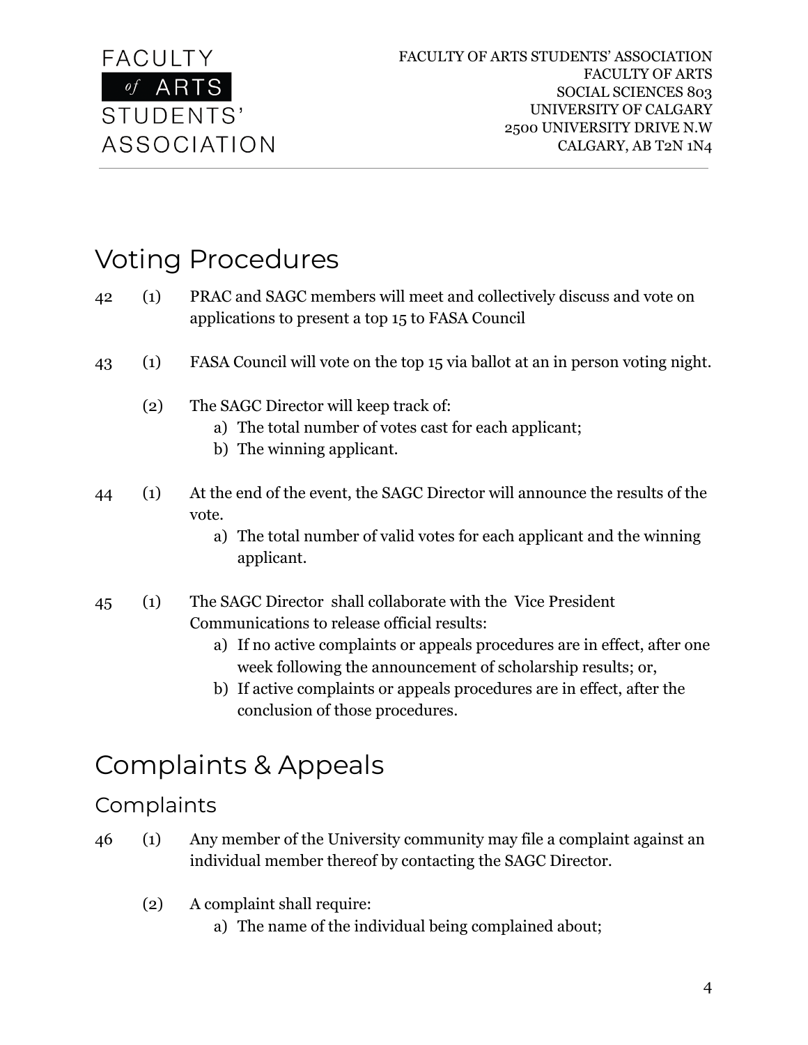# Voting Procedures

42 (1) PRAC and SAGC members will meet and collectively discuss and vote on applications to present a top 15 to FASA Council

43 (1) FASA Council will vote on the top 15 via ballot at an in person voting night.

(2) The SAGC Director will keep track of:

a) The total number of votes cast for each applicant;
b) The winning applicant.

44 (1) At the end of the event, the SAGC Director will announce the results of the vote.

a) The total number of valid votes for each applicant and the winning applicant.

45 (1) The SAGC Director shall collaborate with the Vice President Communications to release official results:

a) If no active complaints or appeals procedures are in effect, after one week following the announcement of scholarship results; or,
b) If active complaints or appeals procedures are in effect, after the conclusion of those procedures.

# Complaints & Appeals

## Complaints

46 (1) Any member of the University community may file a complaint against an individual member thereof by contacting the SAGC Director.

(2) A complaint shall require:

a) The name of the individual being complained about;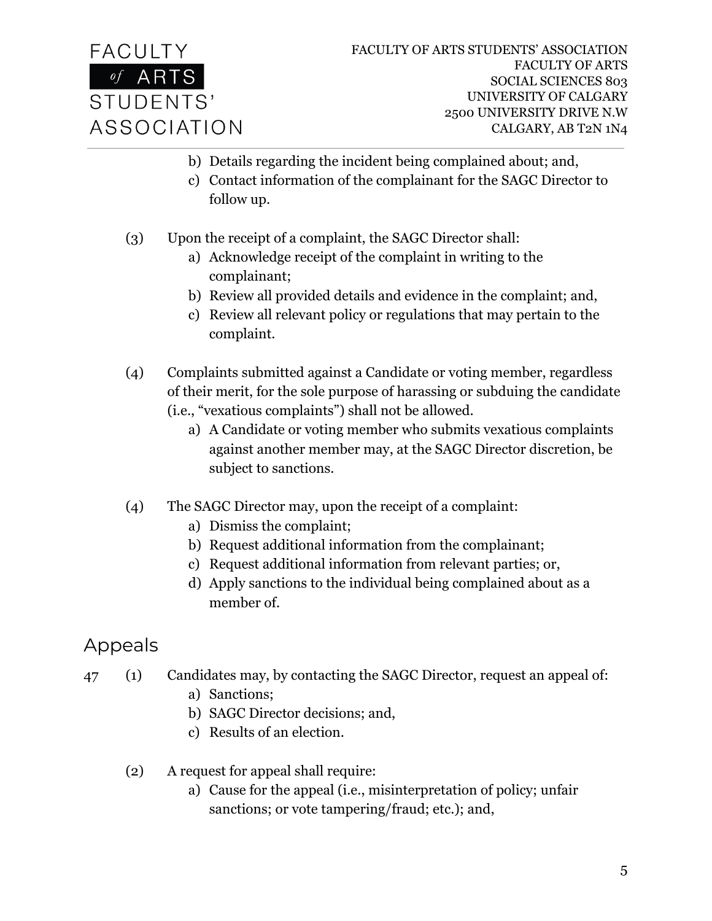b) Details regarding the incident being complained about; and,
   c) Contact information of the complainant for the SAGC Director to follow up.

(3) Upon the receipt of a complaint, the SAGC Director shall:
   a) Acknowledge receipt of the complaint in writing to the complainant;
   b) Review all provided details and evidence in the complaint; and,
   c) Review all relevant policy or regulations that may pertain to the complaint.

(4) Complaints submitted against a Candidate or voting member, regardless of their merit, for the sole purpose of harassing or subduing the candidate (i.e., "vexatious complaints") shall not be allowed.
   a) A Candidate or voting member who submits vexatious complaints against another member may, at the SAGC Director discretion, be subject to sanctions.

(4) The SAGC Director may, upon the receipt of a complaint:
   a) Dismiss the complaint;
   b) Request additional information from the complainant;
   c) Request additional information from relevant parties; or,
   d) Apply sanctions to the individual being complained about as a member of.

## Appeals

47 (1) Candidates may, by contacting the SAGC Director, request an appeal of:
   a) Sanctions;
   b) SAGC Director decisions; and,
   c) Results of an election.

(2) A request for appeal shall require:
   a) Cause for the appeal (i.e., misinterpretation of policy; unfair sanctions; or vote tampering/fraud; etc.); and,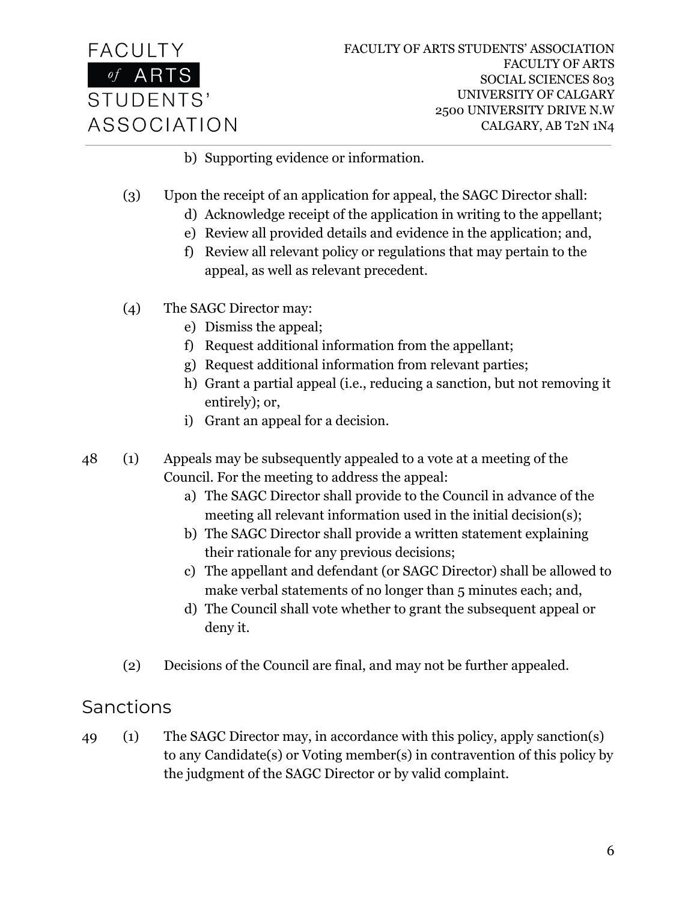b) Supporting evidence or information.

(3) Upon the receipt of an application for appeal, the SAGC Director shall:

d) Acknowledge receipt of the application in writing to the appellant;
e) Review all provided details and evidence in the application; and,
f) Review all relevant policy or regulations that may pertain to the appeal, as well as relevant precedent.

(4) The SAGC Director may:

e) Dismiss the appeal;
f) Request additional information from the appellant;
g) Request additional information from relevant parties;
h) Grant a partial appeal (i.e., reducing a sanction, but not removing it entirely); or,
i) Grant an appeal for a decision.

48 (1) Appeals may be subsequently appealed to a vote at a meeting of the Council. For the meeting to address the appeal:

a) The SAGC Director shall provide to the Council in advance of the meeting all relevant information used in the initial decision(s);
b) The SAGC Director shall provide a written statement explaining their rationale for any previous decisions;
c) The appellant and defendant (or SAGC Director) shall be allowed to make verbal statements of no longer than 5 minutes each; and,
d) The Council shall vote whether to grant the subsequent appeal or deny it.

(2) Decisions of the Council are final, and may not be further appealed.

## Sanctions

49 (1) The SAGC Director may, in accordance with this policy, apply sanction(s) to any Candidate(s) or Voting member(s) in contravention of this policy by the judgment of the SAGC Director or by valid complaint.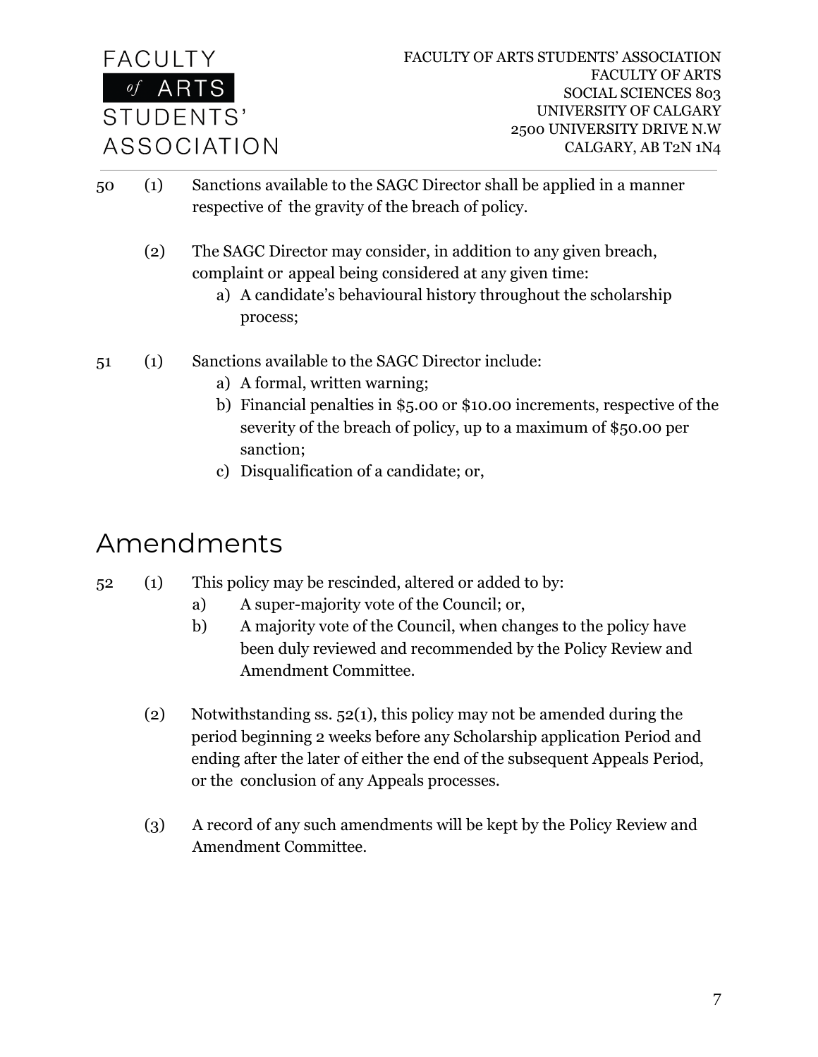50 (1) Sanctions available to the SAGC Director shall be applied in a manner respective of the gravity of the breach of policy.

(2) The SAGC Director may consider, in addition to any given breach, complaint or appeal being considered at any given time:

a) A candidate's behavioural history throughout the scholarship process;

51 (1) Sanctions available to the SAGC Director include:

a) A formal, written warning;
b) Financial penalties in $5.00 or $10.00 increments, respective of the severity of the breach of policy, up to a maximum of $50.00 per sanction;
c) Disqualification of a candidate; or,

## Amendments

52 (1) This policy may be rescinded, altered or added to by:

a) A super-majority vote of the Council; or,
b) A majority vote of the Council, when changes to the policy have been duly reviewed and recommended by the Policy Review and Amendment Committee.

(2) Notwithstanding ss. 52(1), this policy may not be amended during the period beginning 2 weeks before any Scholarship application Period and ending after the later of either the end of the subsequent Appeals Period, or the conclusion of any Appeals processes.

(3) A record of any such amendments will be kept by the Policy Review and Amendment Committee.